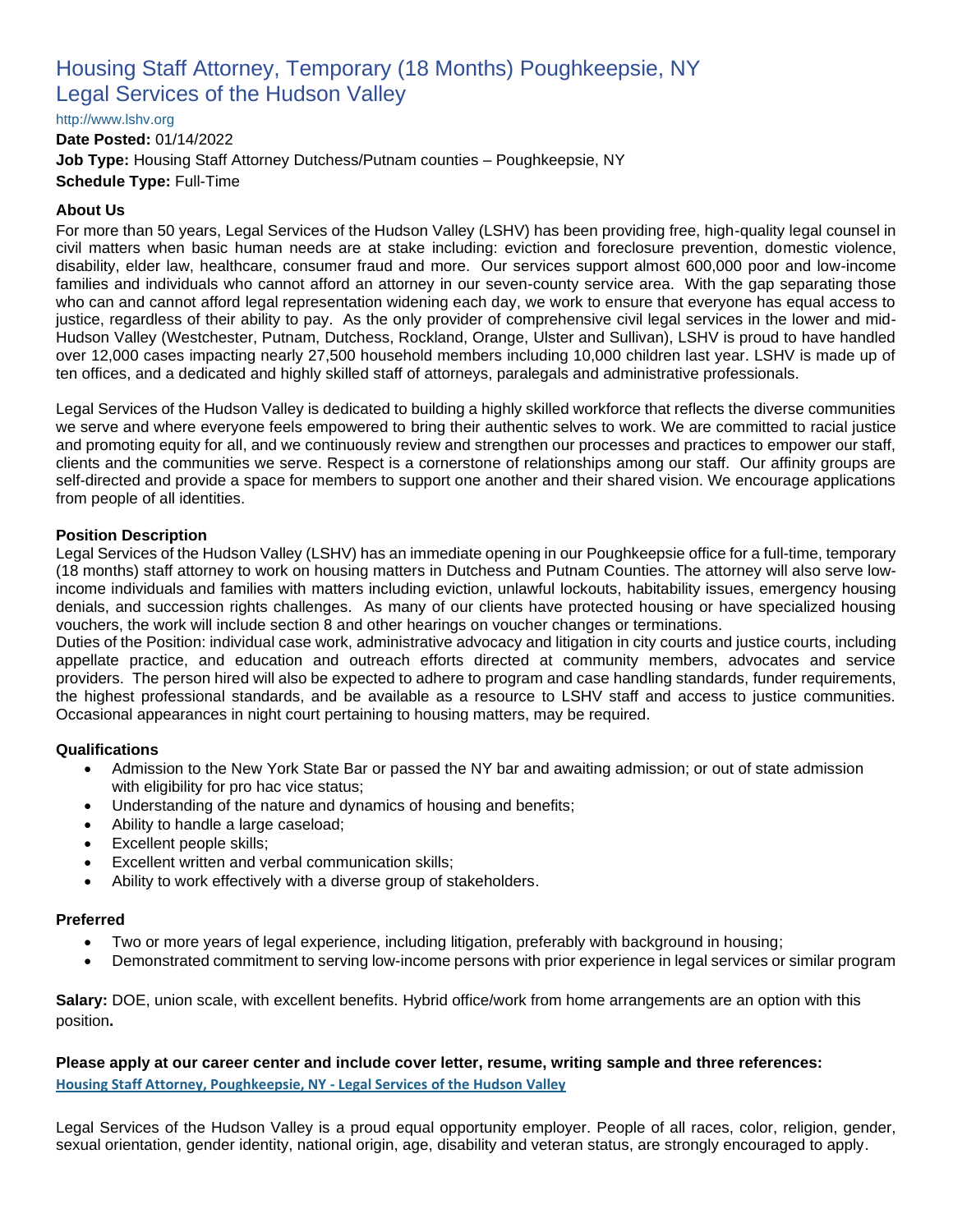# Housing Staff Attorney, Temporary (18 Months) Poughkeepsie, NY
# Legal Services of the Hudson Valley

http://www.lshv.org

**Date Posted:** 01/14/2022

**Job Type:** Housing Staff Attorney Dutchess/Putnam counties – Poughkeepsie, NY

**Schedule Type:** Full-Time

### About Us

For more than 50 years, Legal Services of the Hudson Valley (LSHV) has been providing free, high-quality legal counsel in civil matters when basic human needs are at stake including: eviction and foreclosure prevention, domestic violence, disability, elder law, healthcare, consumer fraud and more. Our services support almost 600,000 poor and low-income families and individuals who cannot afford an attorney in our seven-county service area. With the gap separating those who can and cannot afford legal representation widening each day, we work to ensure that everyone has equal access to justice, regardless of their ability to pay. As the only provider of comprehensive civil legal services in the lower and mid-Hudson Valley (Westchester, Putnam, Dutchess, Rockland, Orange, Ulster and Sullivan), LSHV is proud to have handled over 12,000 cases impacting nearly 27,500 household members including 10,000 children last year. LSHV is made up of ten offices, and a dedicated and highly skilled staff of attorneys, paralegals and administrative professionals.

Legal Services of the Hudson Valley is dedicated to building a highly skilled workforce that reflects the diverse communities we serve and where everyone feels empowered to bring their authentic selves to work. We are committed to racial justice and promoting equity for all, and we continuously review and strengthen our processes and practices to empower our staff, clients and the communities we serve. Respect is a cornerstone of relationships among our staff. Our affinity groups are self-directed and provide a space for members to support one another and their shared vision. We encourage applications from people of all identities.

### Position Description

Legal Services of the Hudson Valley (LSHV) has an immediate opening in our Poughkeepsie office for a full-time, temporary (18 months) staff attorney to work on housing matters in Dutchess and Putnam Counties. The attorney will also serve low-income individuals and families with matters including eviction, unlawful lockouts, habitability issues, emergency housing denials, and succession rights challenges. As many of our clients have protected housing or have specialized housing vouchers, the work will include section 8 and other hearings on voucher changes or terminations.

Duties of the Position: individual case work, administrative advocacy and litigation in city courts and justice courts, including appellate practice, and education and outreach efforts directed at community members, advocates and service providers. The person hired will also be expected to adhere to program and case handling standards, funder requirements, the highest professional standards, and be available as a resource to LSHV staff and access to justice communities. Occasional appearances in night court pertaining to housing matters, may be required.

### Qualifications

- Admission to the New York State Bar or passed the NY bar and awaiting admission; or out of state admission with eligibility for pro hac vice status;
- Understanding of the nature and dynamics of housing and benefits;
- Ability to handle a large caseload;
- Excellent people skills;
- Excellent written and verbal communication skills;
- Ability to work effectively with a diverse group of stakeholders.

### Preferred

- Two or more years of legal experience, including litigation, preferably with background in housing;
- Demonstrated commitment to serving low-income persons with prior experience in legal services or similar program

**Salary:** DOE, union scale, with excellent benefits. Hybrid office/work from home arrangements are an option with this position**.**

**Please apply at our career center and include cover letter, resume, writing sample and three references:**

**Housing Staff Attorney, Poughkeepsie, NY - Legal Services of the Hudson Valley**

Legal Services of the Hudson Valley is a proud equal opportunity employer. People of all races, color, religion, gender, sexual orientation, gender identity, national origin, age, disability and veteran status, are strongly encouraged to apply.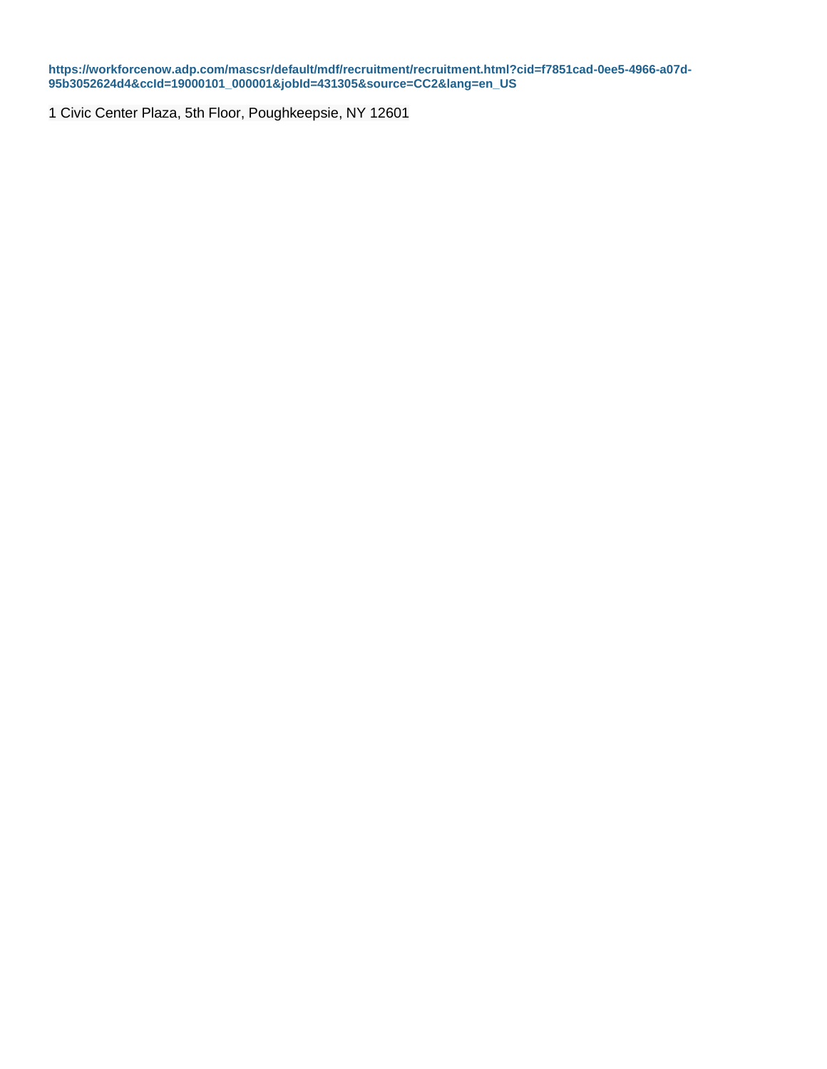**https://workforcenow.adp.com/mascsr/default/mdf/recruitment/recruitment.html?cid=f7851cad-0ee5-4966-a07d-95b3052624d4&ccId=19000101_000001&jobId=431305&source=CC2&lang=en_US**

1 Civic Center Plaza, 5th Floor, Poughkeepsie, NY 12601